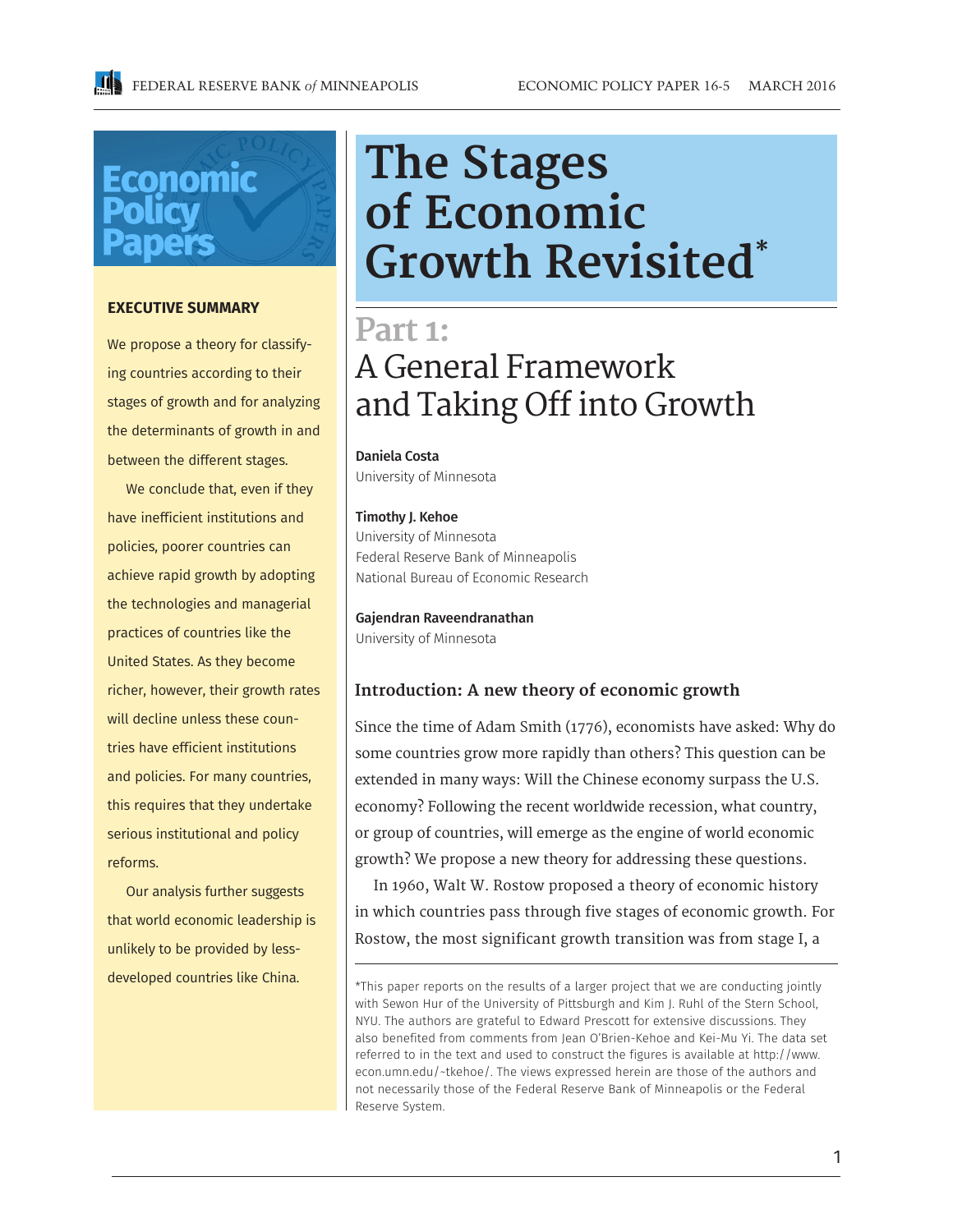# The Stages of Economic Growth Revisited*

## Part 1: A General Framework and Taking Off into Growth

**Daniela Costa**
University of Minnesota

**Timothy J. Kehoe**
University of Minnesota
Federal Reserve Bank of Minneapolis
National Bureau of Economic Research

**Gajendran Raveendranathan**
University of Minnesota

**EXECUTIVE SUMMARY**

We propose a theory for classifying countries according to their stages of growth and for analyzing the determinants of growth in and between the different stages.

We conclude that, even if they have inefficient institutions and policies, poorer countries can achieve rapid growth by adopting the technologies and managerial practices of countries like the United States. As they become richer, however, their growth rates will decline unless these countries have efficient institutions and policies. For many countries, this requires that they undertake serious institutional and policy reforms.

Our analysis further suggests that world economic leadership is unlikely to be provided by less-developed countries like China.

### Introduction: A new theory of economic growth

Since the time of Adam Smith (1776), economists have asked: Why do some countries grow more rapidly than others? This question can be extended in many ways: Will the Chinese economy surpass the U.S. economy? Following the recent worldwide recession, what country, or group of countries, will emerge as the engine of world economic growth? We propose a new theory for addressing these questions.

In 1960, Walt W. Rostow proposed a theory of economic history in which countries pass through five stages of economic growth. For Rostow, the most significant growth transition was from stage I, a

*This paper reports on the results of a larger project that we are conducting jointly with Sewon Hur of the University of Pittsburgh and Kim J. Ruhl of the Stern School, NYU. The authors are grateful to Edward Prescott for extensive discussions. They also benefited from comments from Jean O'Brien-Kehoe and Kei-Mu Yi. The data set referred to in the text and used to construct the figures is available at http://www.econ.umn.edu/~tkehoe/. The views expressed herein are those of the authors and not necessarily those of the Federal Reserve Bank of Minneapolis or the Federal Reserve System.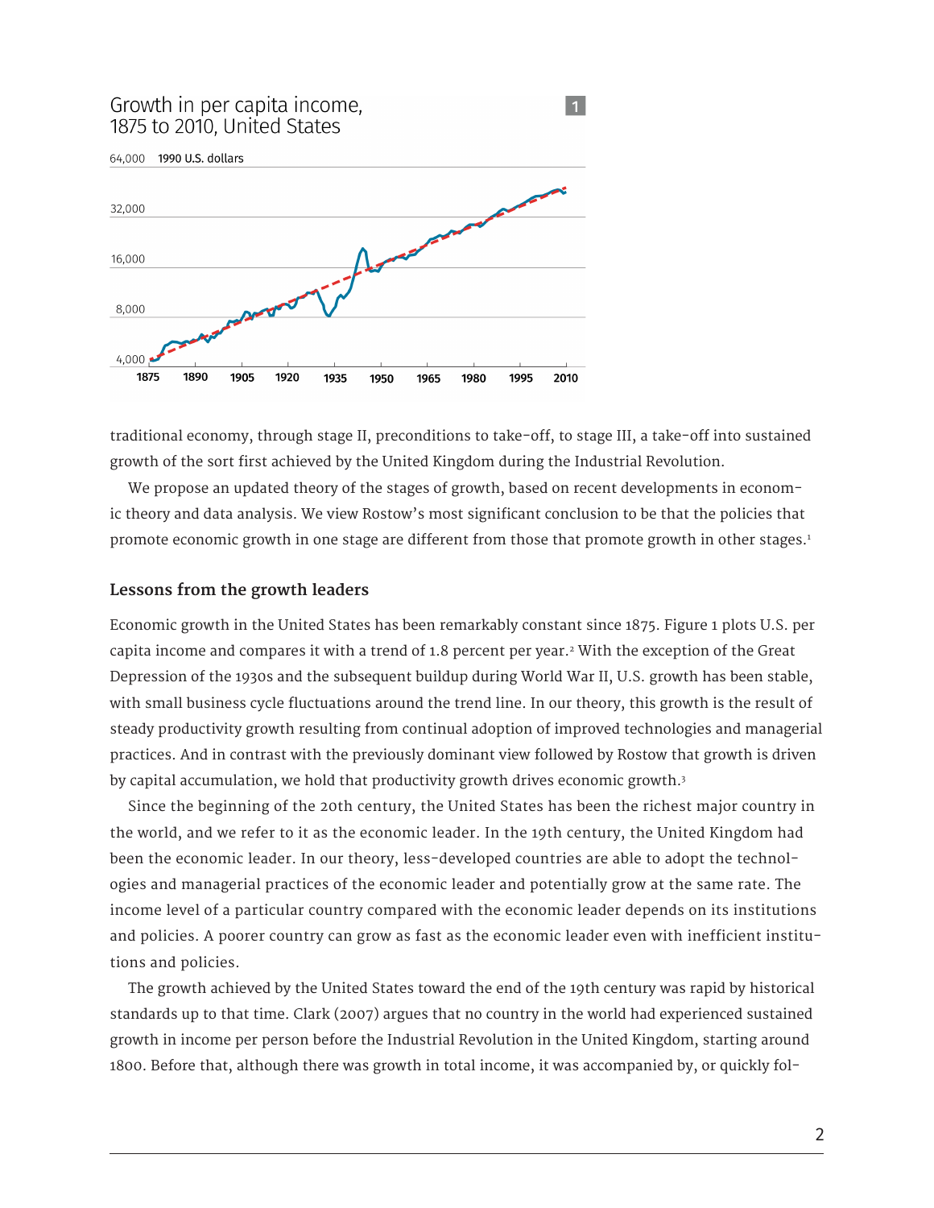Growth in per capita income, 1875 to 2010, United States

1

traditional economy, through stage II, preconditions to take-off, to stage III, a take-off into sustained growth of the sort first achieved by the United Kingdom during the Industrial Revolution.

We propose an updated theory of the stages of growth, based on recent developments in economic theory and data analysis. We view Rostow's most significant conclusion to be that the policies that promote economic growth in one stage are different from those that promote growth in other stages.[1]

### Lessons from the growth leaders

Economic growth in the United States has been remarkably constant since 1875. Figure 1 plots U.S. per capita income and compares it with a trend of 1.8 percent per year.[2] With the exception of the Great Depression of the 1930s and the subsequent buildup during World War II, U.S. growth has been stable, with small business cycle fluctuations around the trend line. In our theory, this growth is the result of steady productivity growth resulting from continual adoption of improved technologies and managerial practices. And in contrast with the previously dominant view followed by Rostow that growth is driven by capital accumulation, we hold that productivity growth drives economic growth.[3]

Since the beginning of the 20th century, the United States has been the richest major country in the world, and we refer to it as the economic leader. In the 19th century, the United Kingdom had been the economic leader. In our theory, less-developed countries are able to adopt the technologies and managerial practices of the economic leader and potentially grow at the same rate. The income level of a particular country compared with the economic leader depends on its institutions and policies. A poorer country can grow as fast as the economic leader even with inefficient institutions and policies.

The growth achieved by the United States toward the end of the 19th century was rapid by historical standards up to that time. Clark (2007) argues that no country in the world had experienced sustained growth in income per person before the Industrial Revolution in the United Kingdom, starting around 1800. Before that, although there was growth in total income, it was accompanied by, or quickly fol-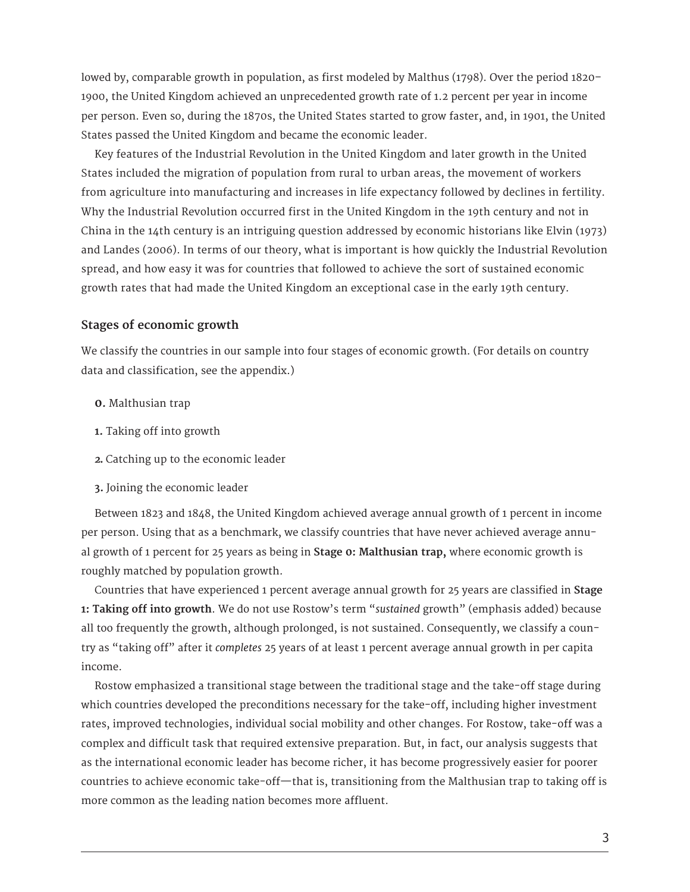lowed by, comparable growth in population, as first modeled by Malthus (1798). Over the period 1820–1900, the United Kingdom achieved an unprecedented growth rate of 1.2 percent per year in income per person. Even so, during the 1870s, the United States started to grow faster, and, in 1901, the United States passed the United Kingdom and became the economic leader.

Key features of the Industrial Revolution in the United Kingdom and later growth in the United States included the migration of population from rural to urban areas, the movement of workers from agriculture into manufacturing and increases in life expectancy followed by declines in fertility. Why the Industrial Revolution occurred first in the United Kingdom in the 19th century and not in China in the 14th century is an intriguing question addressed by economic historians like Elvin (1973) and Landes (2006). In terms of our theory, what is important is how quickly the Industrial Revolution spread, and how easy it was for countries that followed to achieve the sort of sustained economic growth rates that had made the United Kingdom an exceptional case in the early 19th century.

### Stages of economic growth

We classify the countries in our sample into four stages of economic growth. (For details on country data and classification, see the appendix.)

**0.** Malthusian trap

**1.** Taking off into growth

**2.** Catching up to the economic leader

**3.** Joining the economic leader

Between 1823 and 1848, the United Kingdom achieved average annual growth of 1 percent in income per person. Using that as a benchmark, we classify countries that have never achieved average annual growth of 1 percent for 25 years as being in **Stage 0: Malthusian trap,** where economic growth is roughly matched by population growth.

Countries that have experienced 1 percent average annual growth for 25 years are classified in **Stage 1: Taking off into growth**. We do not use Rostow's term "*sustained* growth" (emphasis added) because all too frequently the growth, although prolonged, is not sustained. Consequently, we classify a country as "taking off" after it *completes* 25 years of at least 1 percent average annual growth in per capita income.

Rostow emphasized a transitional stage between the traditional stage and the take-off stage during which countries developed the preconditions necessary for the take-off, including higher investment rates, improved technologies, individual social mobility and other changes. For Rostow, take-off was a complex and difficult task that required extensive preparation. But, in fact, our analysis suggests that as the international economic leader has become richer, it has become progressively easier for poorer countries to achieve economic take-off—that is, transitioning from the Malthusian trap to taking off is more common as the leading nation becomes more affluent.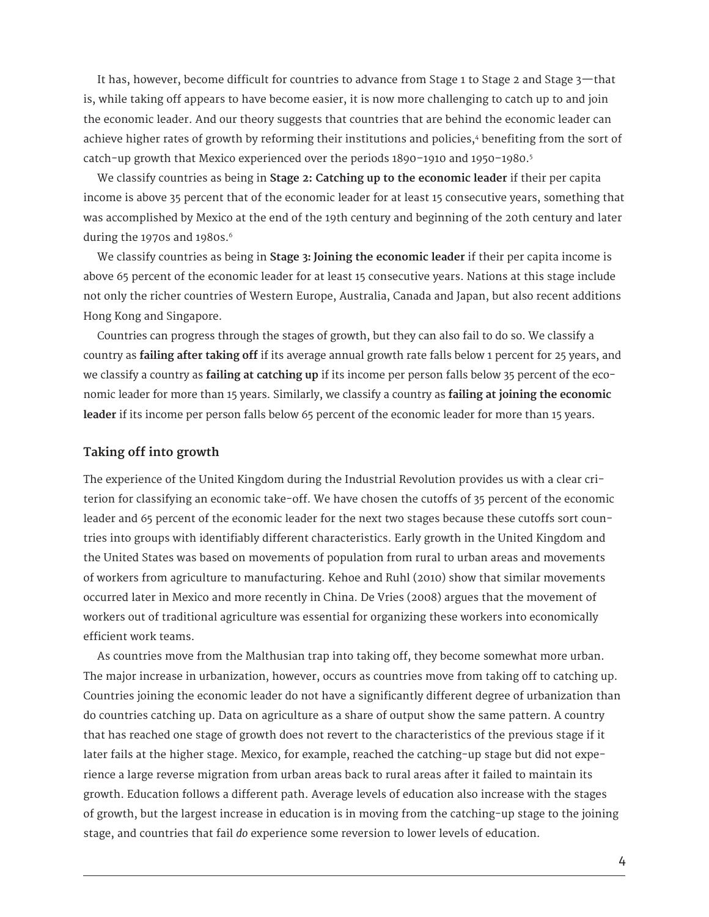It has, however, become difficult for countries to advance from Stage 1 to Stage 2 and Stage 3—that is, while taking off appears to have become easier, it is now more challenging to catch up to and join the economic leader. And our theory suggests that countries that are behind the economic leader can achieve higher rates of growth by reforming their institutions and policies,[4] benefiting from the sort of catch-up growth that Mexico experienced over the periods 1890–1910 and 1950–1980.[5]

We classify countries as being in **Stage 2: Catching up to the economic leader** if their per capita income is above 35 percent that of the economic leader for at least 15 consecutive years, something that was accomplished by Mexico at the end of the 19th century and beginning of the 20th century and later during the 1970s and 1980s.[6]

We classify countries as being in **Stage 3: Joining the economic leader** if their per capita income is above 65 percent of the economic leader for at least 15 consecutive years. Nations at this stage include not only the richer countries of Western Europe, Australia, Canada and Japan, but also recent additions Hong Kong and Singapore.

Countries can progress through the stages of growth, but they can also fail to do so. We classify a country as **failing after taking off** if its average annual growth rate falls below 1 percent for 25 years, and we classify a country as **failing at catching up** if its income per person falls below 35 percent of the economic leader for more than 15 years. Similarly, we classify a country as **failing at joining the economic leader** if its income per person falls below 65 percent of the economic leader for more than 15 years.

### Taking off into growth

The experience of the United Kingdom during the Industrial Revolution provides us with a clear criterion for classifying an economic take-off. We have chosen the cutoffs of 35 percent of the economic leader and 65 percent of the economic leader for the next two stages because these cutoffs sort countries into groups with identifiably different characteristics. Early growth in the United Kingdom and the United States was based on movements of population from rural to urban areas and movements of workers from agriculture to manufacturing. Kehoe and Ruhl (2010) show that similar movements occurred later in Mexico and more recently in China. De Vries (2008) argues that the movement of workers out of traditional agriculture was essential for organizing these workers into economically efficient work teams.

As countries move from the Malthusian trap into taking off, they become somewhat more urban. The major increase in urbanization, however, occurs as countries move from taking off to catching up. Countries joining the economic leader do not have a significantly different degree of urbanization than do countries catching up. Data on agriculture as a share of output show the same pattern. A country that has reached one stage of growth does not revert to the characteristics of the previous stage if it later fails at the higher stage. Mexico, for example, reached the catching-up stage but did not experience a large reverse migration from urban areas back to rural areas after it failed to maintain its growth. Education follows a different path. Average levels of education also increase with the stages of growth, but the largest increase in education is in moving from the catching-up stage to the joining stage, and countries that fail *do* experience some reversion to lower levels of education.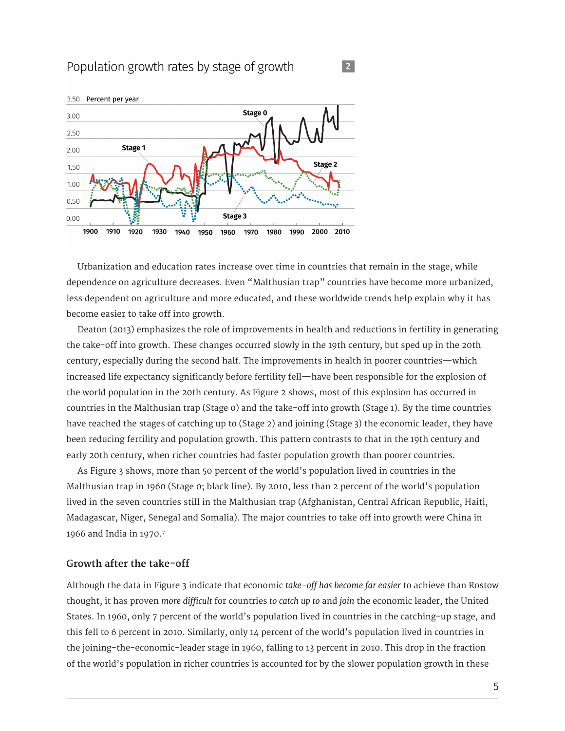## Population growth rates by stage of growth

**2**

Urbanization and education rates increase over time in countries that remain in the stage, while dependence on agriculture decreases. Even "Malthusian trap" countries have become more urbanized, less dependent on agriculture and more educated, and these worldwide trends help explain why it has become easier to take off into growth.

Deaton (2013) emphasizes the role of improvements in health and reductions in fertility in generating the take-off into growth. These changes occurred slowly in the 19th century, but sped up in the 20th century, especially during the second half. The improvements in health in poorer countries—which increased life expectancy significantly before fertility fell—have been responsible for the explosion of the world population in the 20th century. As Figure 2 shows, most of this explosion has occurred in countries in the Malthusian trap (Stage 0) and the take-off into growth (Stage 1). By the time countries have reached the stages of catching up to (Stage 2) and joining (Stage 3) the economic leader, they have been reducing fertility and population growth. This pattern contrasts to that in the 19th century and early 20th century, when richer countries had faster population growth than poorer countries.

As Figure 3 shows, more than 50 percent of the world's population lived in countries in the Malthusian trap in 1960 (Stage 0; black line). By 2010, less than 2 percent of the world's population lived in the seven countries still in the Malthusian trap (Afghanistan, Central African Republic, Haiti, Madagascar, Niger, Senegal and Somalia). The major countries to take off into growth were China in 1966 and India in 1970.[7]

### Growth after the take-off

Although the data in Figure 3 indicate that economic *take-off has become far easier* to achieve than Rostow thought, it has proven *more difficult* for countries *to catch up to* and *join* the economic leader, the United States. In 1960, only 7 percent of the world's population lived in countries in the catching-up stage, and this fell to 6 percent in 2010. Similarly, only 14 percent of the world's population lived in countries in the joining-the-economic-leader stage in 1960, falling to 13 percent in 2010. This drop in the fraction of the world's population in richer countries is accounted for by the slower population growth in these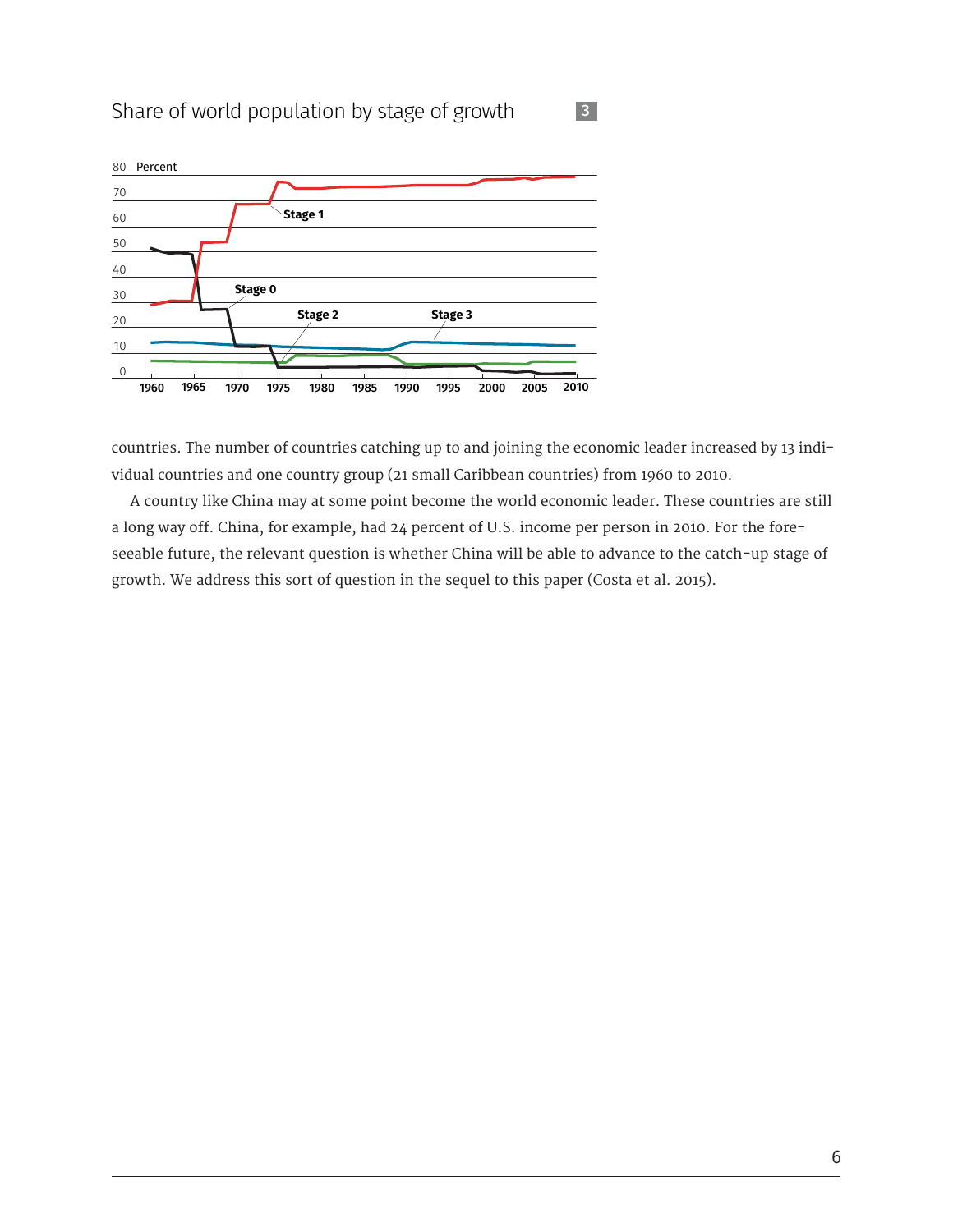Share of world population by stage of growth 3

countries. The number of countries catching up to and joining the economic leader increased by 13 individual countries and one country group (21 small Caribbean countries) from 1960 to 2010.

A country like China may at some point become the world economic leader. These countries are still a long way off. China, for example, had 24 percent of U.S. income per person in 2010. For the foreseeable future, the relevant question is whether China will be able to advance to the catch-up stage of growth. We address this sort of question in the sequel to this paper (Costa et al. 2015).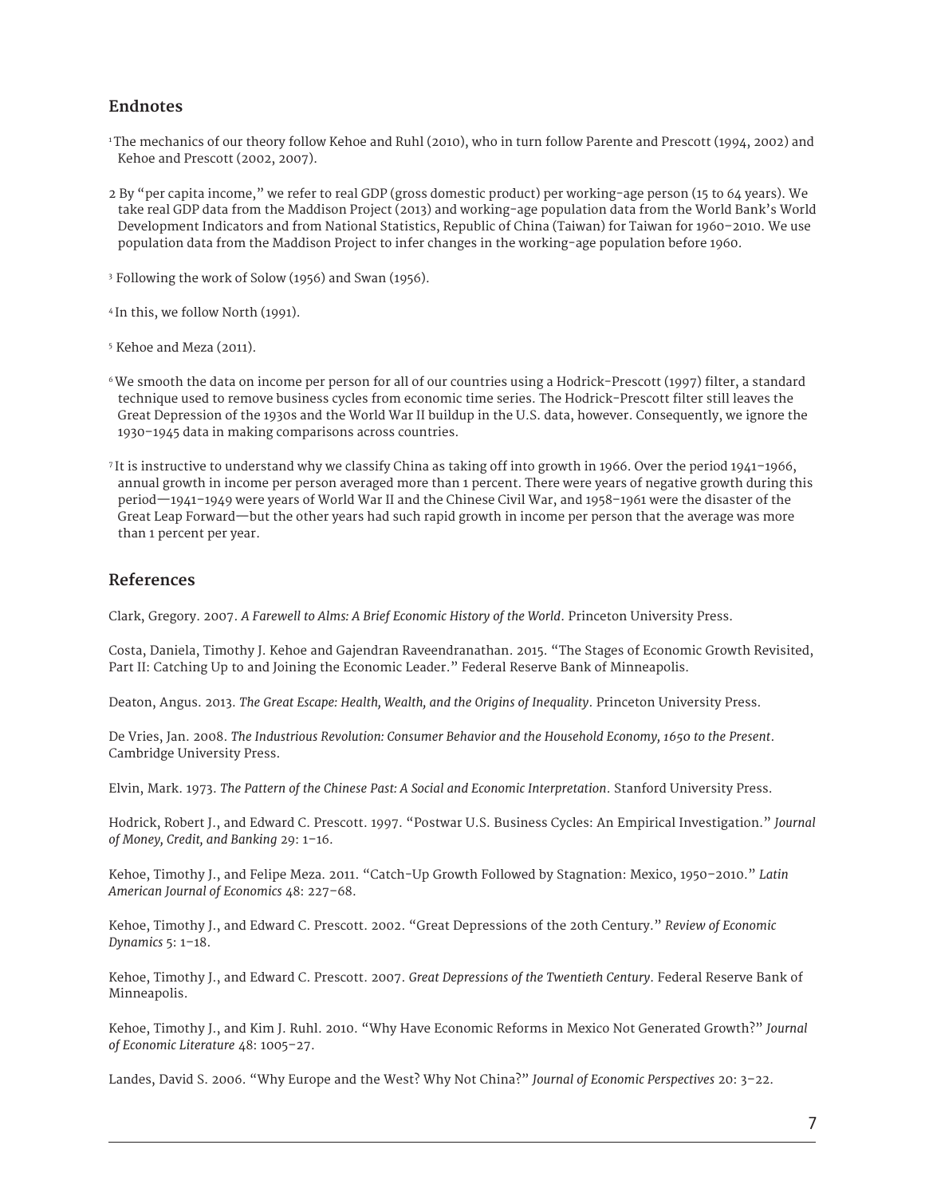## Endnotes

[1] The mechanics of our theory follow Kehoe and Ruhl (2010), who in turn follow Parente and Prescott (1994, 2002) and Kehoe and Prescott (2002, 2007).

[2] By "per capita income," we refer to real GDP (gross domestic product) per working-age person (15 to 64 years). We take real GDP data from the Maddison Project (2013) and working-age population data from the World Bank's World Development Indicators and from National Statistics, Republic of China (Taiwan) for Taiwan for 1960–2010. We use population data from the Maddison Project to infer changes in the working-age population before 1960.

[3] Following the work of Solow (1956) and Swan (1956).

[4] In this, we follow North (1991).

[5] Kehoe and Meza (2011).

[6] We smooth the data on income per person for all of our countries using a Hodrick-Prescott (1997) filter, a standard technique used to remove business cycles from economic time series. The Hodrick-Prescott filter still leaves the Great Depression of the 1930s and the World War II buildup in the U.S. data, however. Consequently, we ignore the 1930–1945 data in making comparisons across countries.

[7] It is instructive to understand why we classify China as taking off into growth in 1966. Over the period 1941–1966, annual growth in income per person averaged more than 1 percent. There were years of negative growth during this period—1941–1949 were years of World War II and the Chinese Civil War, and 1958–1961 were the disaster of the Great Leap Forward—but the other years had such rapid growth in income per person that the average was more than 1 percent per year.

## References

Clark, Gregory. 2007. *A Farewell to Alms: A Brief Economic History of the World*. Princeton University Press.

Costa, Daniela, Timothy J. Kehoe and Gajendran Raveendranathan. 2015. "The Stages of Economic Growth Revisited, Part II: Catching Up to and Joining the Economic Leader." Federal Reserve Bank of Minneapolis.

Deaton, Angus. 2013. *The Great Escape: Health, Wealth, and the Origins of Inequality*. Princeton University Press.

De Vries, Jan. 2008. *The Industrious Revolution: Consumer Behavior and the Household Economy, 1650 to the Present*. Cambridge University Press.

Elvin, Mark. 1973. *The Pattern of the Chinese Past: A Social and Economic Interpretation*. Stanford University Press.

Hodrick, Robert J., and Edward C. Prescott. 1997. "Postwar U.S. Business Cycles: An Empirical Investigation." *Journal of Money, Credit, and Banking* 29: 1–16.

Kehoe, Timothy J., and Felipe Meza. 2011. "Catch-Up Growth Followed by Stagnation: Mexico, 1950–2010." *Latin American Journal of Economics* 48: 227–68.

Kehoe, Timothy J., and Edward C. Prescott. 2002. "Great Depressions of the 20th Century." *Review of Economic Dynamics* 5: 1–18.

Kehoe, Timothy J., and Edward C. Prescott. 2007. *Great Depressions of the Twentieth Century*. Federal Reserve Bank of Minneapolis.

Kehoe, Timothy J., and Kim J. Ruhl. 2010. "Why Have Economic Reforms in Mexico Not Generated Growth?" *Journal of Economic Literature* 48: 1005–27.

Landes, David S. 2006. "Why Europe and the West? Why Not China?" *Journal of Economic Perspectives* 20: 3–22.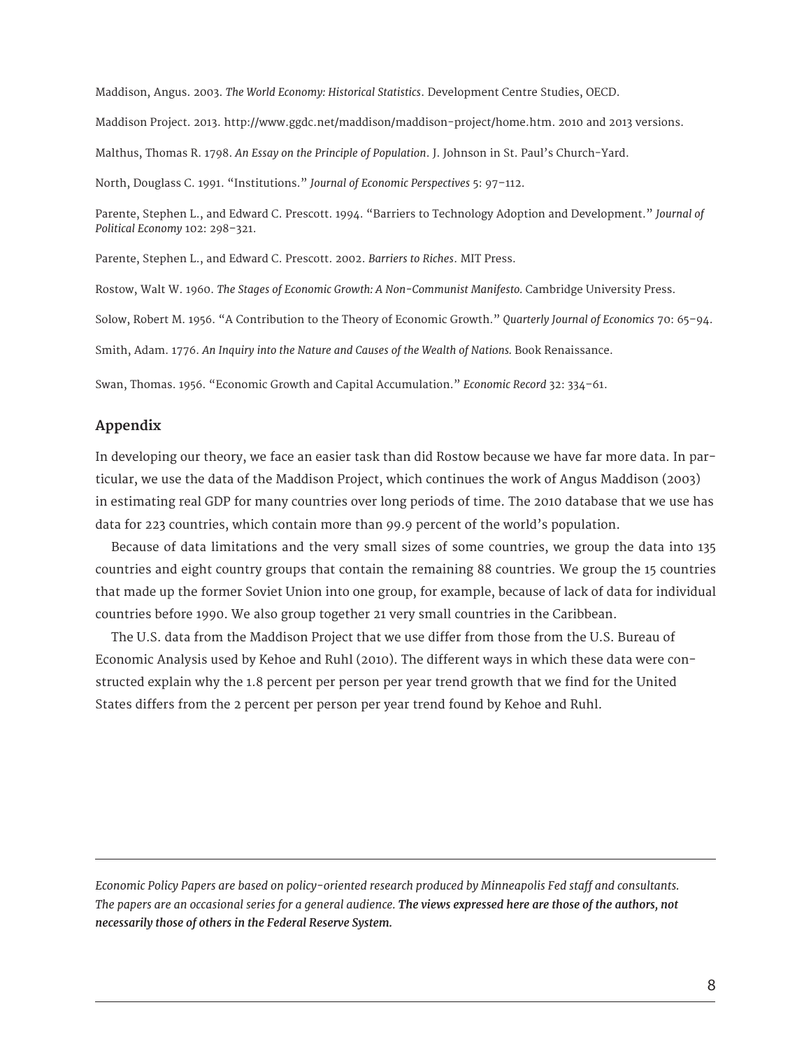Maddison, Angus. 2003. *The World Economy: Historical Statistics*. Development Centre Studies, OECD.

Maddison Project. 2013. http://www.ggdc.net/maddison/maddison-project/home.htm. 2010 and 2013 versions.

Malthus, Thomas R. 1798. *An Essay on the Principle of Population*. J. Johnson in St. Paul's Church-Yard.

North, Douglass C. 1991. "Institutions." *Journal of Economic Perspectives* 5: 97–112.

Parente, Stephen L., and Edward C. Prescott. 1994. "Barriers to Technology Adoption and Development." *Journal of Political Economy* 102: 298–321.

Parente, Stephen L., and Edward C. Prescott. 2002. *Barriers to Riches*. MIT Press.

Rostow, Walt W. 1960. *The Stages of Economic Growth: A Non-Communist Manifesto.* Cambridge University Press.

Solow, Robert M. 1956. "A Contribution to the Theory of Economic Growth." *Quarterly Journal of Economics* 70: 65–94.

Smith, Adam. 1776. *An Inquiry into the Nature and Causes of the Wealth of Nations.* Book Renaissance.

Swan, Thomas. 1956. "Economic Growth and Capital Accumulation." *Economic Record* 32: 334–61.

## Appendix

In developing our theory, we face an easier task than did Rostow because we have far more data. In particular, we use the data of the Maddison Project, which continues the work of Angus Maddison (2003) in estimating real GDP for many countries over long periods of time. The 2010 database that we use has data for 223 countries, which contain more than 99.9 percent of the world's population.

Because of data limitations and the very small sizes of some countries, we group the data into 135 countries and eight country groups that contain the remaining 88 countries. We group the 15 countries that made up the former Soviet Union into one group, for example, because of lack of data for individual countries before 1990. We also group together 21 very small countries in the Caribbean.

The U.S. data from the Maddison Project that we use differ from those from the U.S. Bureau of Economic Analysis used by Kehoe and Ruhl (2010). The different ways in which these data were constructed explain why the 1.8 percent per person per year trend growth that we find for the United States differs from the 2 percent per person per year trend found by Kehoe and Ruhl.

---

*Economic Policy Papers are based on policy-oriented research produced by Minneapolis Fed staff and consultants. The papers are an occasional series for a general audience.* ***The views expressed here are those of the authors, not necessarily those of others in the Federal Reserve System.***